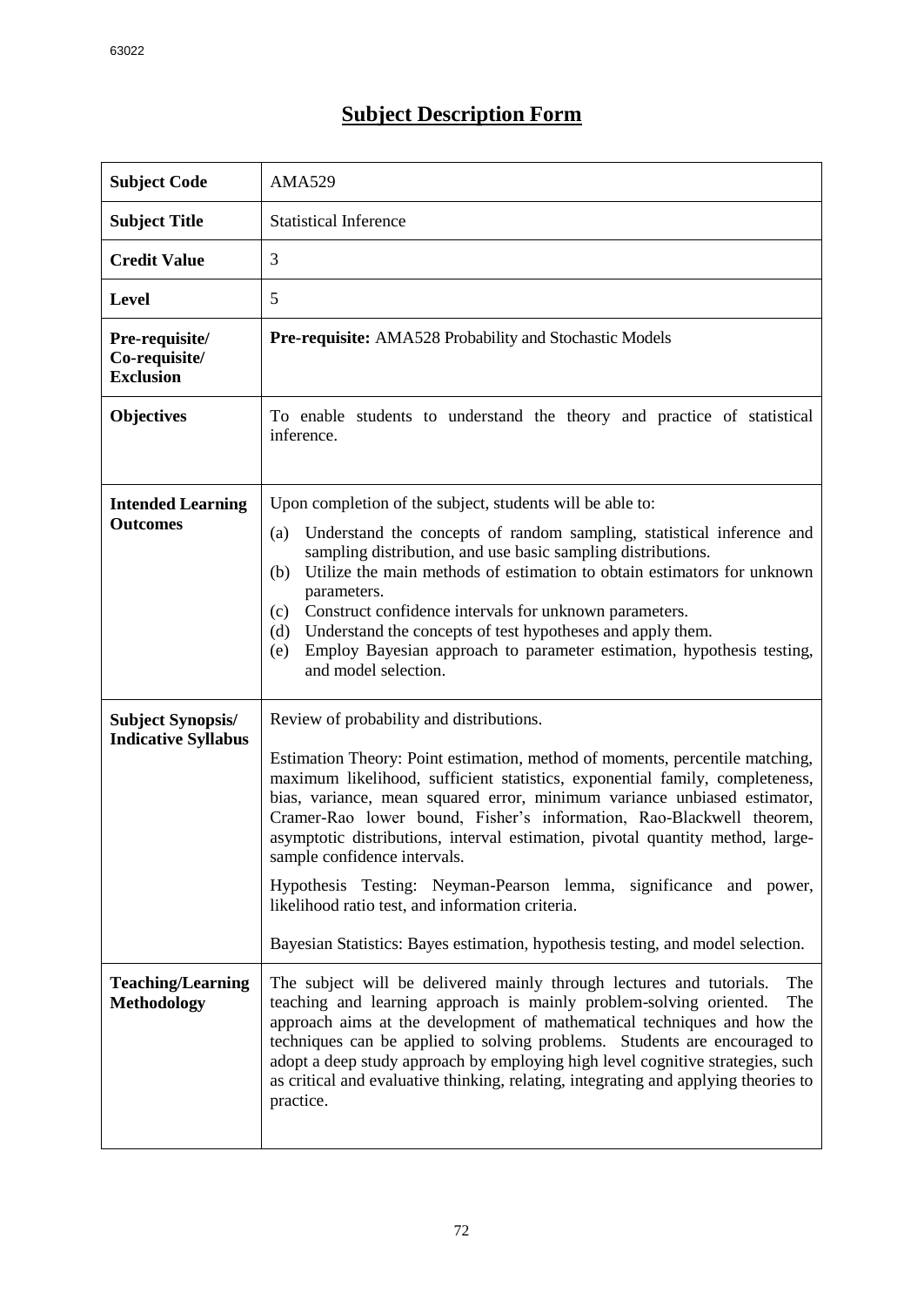# Subject Description Form

| | |
|---|---|
| **Subject Code** | AMA529 |
| **Subject Title** | Statistical Inference |
| **Credit Value** | 3 |
| **Level** | 5 |
| **Pre-requisite/ Co-requisite/ Exclusion** | **Pre-requisite:** AMA528 Probability and Stochastic Models |
| **Objectives** | To enable students to understand the theory and practice of statistical inference. |
| **Intended Learning Outcomes** | Upon completion of the subject, students will be able to:<br>(a) Understand the concepts of random sampling, statistical inference and sampling distribution, and use basic sampling distributions.<br>(b) Utilize the main methods of estimation to obtain estimators for unknown parameters.<br>(c) Construct confidence intervals for unknown parameters.<br>(d) Understand the concepts of test hypotheses and apply them.<br>(e) Employ Bayesian approach to parameter estimation, hypothesis testing, and model selection. |
| **Subject Synopsis/ Indicative Syllabus** | Review of probability and distributions.<br><br>Estimation Theory: Point estimation, method of moments, percentile matching, maximum likelihood, sufficient statistics, exponential family, completeness, bias, variance, mean squared error, minimum variance unbiased estimator, Cramer-Rao lower bound, Fisher's information, Rao-Blackwell theorem, asymptotic distributions, interval estimation, pivotal quantity method, large-sample confidence intervals.<br><br>Hypothesis Testing: Neyman-Pearson lemma, significance and power, likelihood ratio test, and information criteria.<br><br>Bayesian Statistics: Bayes estimation, hypothesis testing, and model selection. |
| **Teaching/Learning Methodology** | The subject will be delivered mainly through lectures and tutorials. The teaching and learning approach is mainly problem-solving oriented. The approach aims at the development of mathematical techniques and how the techniques can be applied to solving problems. Students are encouraged to adopt a deep study approach by employing high level cognitive strategies, such as critical and evaluative thinking, relating, integrating and applying theories to practice. |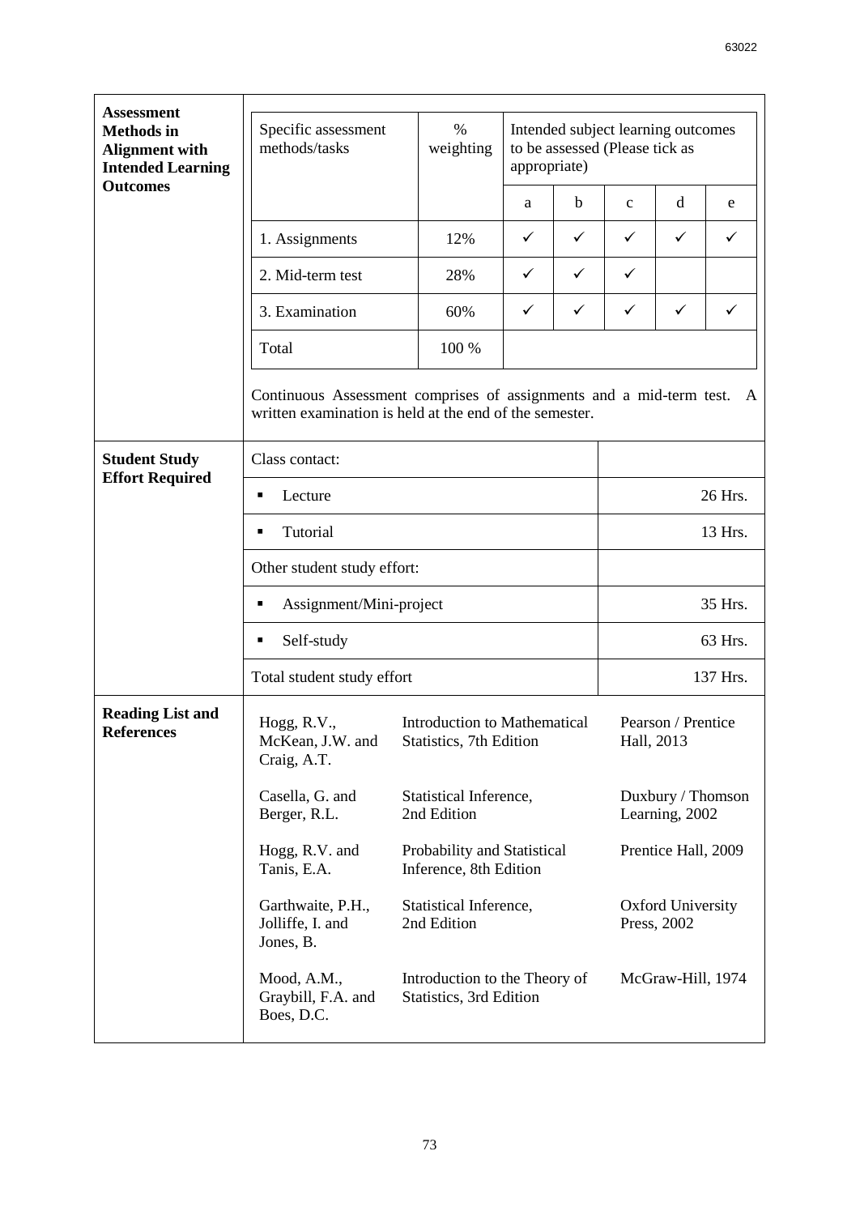**Assessment Methods in Alignment with Intended Learning Outcomes**

| Specific assessment methods/tasks | % weighting | Intended subject learning outcomes to be assessed (Please tick as appropriate) | | | | |
|---|---|---|---|---|---|---|
| | | a | b | c | d | e |
| 1. Assignments | 12% | ✓ | ✓ | ✓ | ✓ | ✓ |
| 2. Mid-term test | 28% | ✓ | ✓ | ✓ | | |
| 3. Examination | 60% | ✓ | ✓ | ✓ | ✓ | ✓ |
| Total | 100 % | | | | | |

Continuous Assessment comprises of assignments and a mid-term test. A written examination is held at the end of the semester.

**Student Study Effort Required**

| | |
|---|---|
| Class contact: | |
| ▪ Lecture | 26 Hrs. |
| ▪ Tutorial | 13 Hrs. |
| Other student study effort: | |
| ▪ Assignment/Mini-project | 35 Hrs. |
| ▪ Self-study | 63 Hrs. |
| Total student study effort | 137 Hrs. |

**Reading List and References**

| | | |
|---|---|---|
| Hogg, R.V., McKean, J.W. and Craig, A.T. | Introduction to Mathematical Statistics, 7th Edition | Pearson / Prentice Hall, 2013 |
| Casella, G. and Berger, R.L. | Statistical Inference, 2nd Edition | Duxbury / Thomson Learning, 2002 |
| Hogg, R.V. and Tanis, E.A. | Probability and Statistical Inference, 8th Edition | Prentice Hall, 2009 |
| Garthwaite, P.H., Jolliffe, I. and Jones, B. | Statistical Inference, 2nd Edition | Oxford University Press, 2002 |
| Mood, A.M., Graybill, F.A. and Boes, D.C. | Introduction to the Theory of Statistics, 3rd Edition | McGraw-Hill, 1974 |